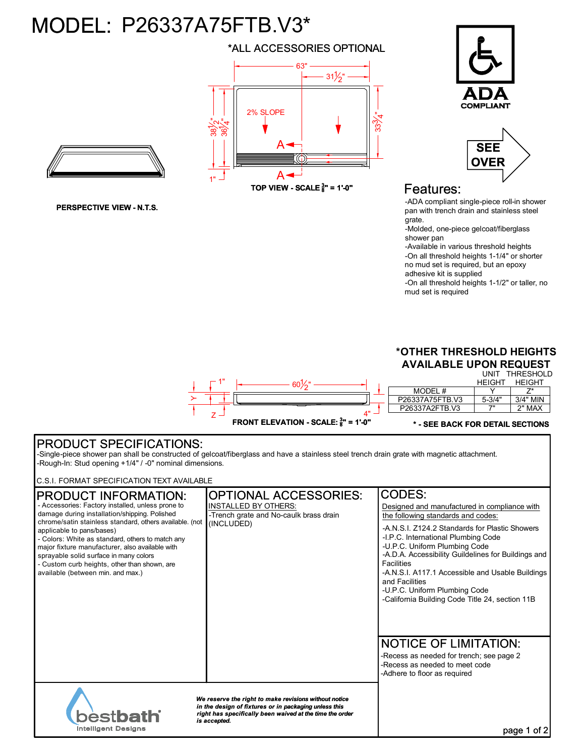# MODEL: P26337A75FTB.V3*

*ALL ACCESSORIES OPTIONAL

63"
31½"
2% SLOPE
38½"
36¼"
33¾"
A
A
1"

TOP VIEW - SCALE 3/8" = 1'-0"

PERSPECTIVE VIEW - N.T.S.

ADA COMPLIANT

SEE OVER

## Features:

- -ADA compliant single-piece roll-in shower pan with trench drain and stainless steel grate.
- -Molded, one-piece gelcoat/fiberglass shower pan
- -Available in various threshold heights
- -On all threshold heights 1-1/4" or shorter no mud set is required, but an epoxy adhesive kit is supplied
- -On all threshold heights 1-1/2" or taller, no mud set is required

1"
60½"
Y
Z
4"

FRONT ELEVATION - SCALE: 3/8" = 1'-0"

**\*OTHER THRESHOLD HEIGHTS AVAILABLE UPON REQUEST**

| MODEL # | UNIT HEIGHT Y | THRESHOLD HEIGHT Z* |
|---|---|---|
| P26337A75FTB.V3 | 5-3/4" | 3/4" MIN |
| P26337A2FTB.V3 | 7" | 2" MAX |

**\* - SEE BACK FOR DETAIL SECTIONS**

## PRODUCT SPECIFICATIONS:

-Single-piece shower pan shall be constructed of gelcoat/fiberglass and have a stainless steel trench drain grate with magnetic attachment.
-Rough-In: Stud opening +1/4" / -0" nominal dimensions.

C.S.I. FORMAT SPECIFICATION TEXT AVAILABLE

## PRODUCT INFORMATION:

- Accessories: Factory installed, unless prone to damage during installation/shipping. Polished chrome/satin stainless standard, others available. (not applicable to pans/bases)
- Colors: White as standard, colors to match any major fixture manufacturer, also available with sprayable solid surface in many colors
- Custom curb heights, other than shown, are available (between min. and max.)

## OPTIONAL ACCESSORIES:

INSTALLED BY OTHERS:
-Trench grate and No-caulk brass drain (INCLUDED)

## CODES:

Designed and manufactured in compliance with the following standards and codes:

- -A.N.S.I. Z124.2 Standards for Plastic Showers
- -I.P.C. International Plumbing Code
- -U.P.C. Uniform Plumbing Code
- -A.D.A. Accessibility Guildelines for Buildings and Facilities
- -A.N.S.I. A117.1 Accessible and Usable Buildings and Facilities
- -U.P.C. Uniform Plumbing Code
- -California Building Code Title 24, section 11B

## NOTICE OF LIMITATION:

- -Recess as needed for trench; see page 2
- -Recess as needed to meet code
- -Adhere to floor as required

bestbath Intelligent Designs

***We reserve the right to make revisions without notice in the design of fixtures or in packaging unless this right has specifically been waived at the time the order is accepted.***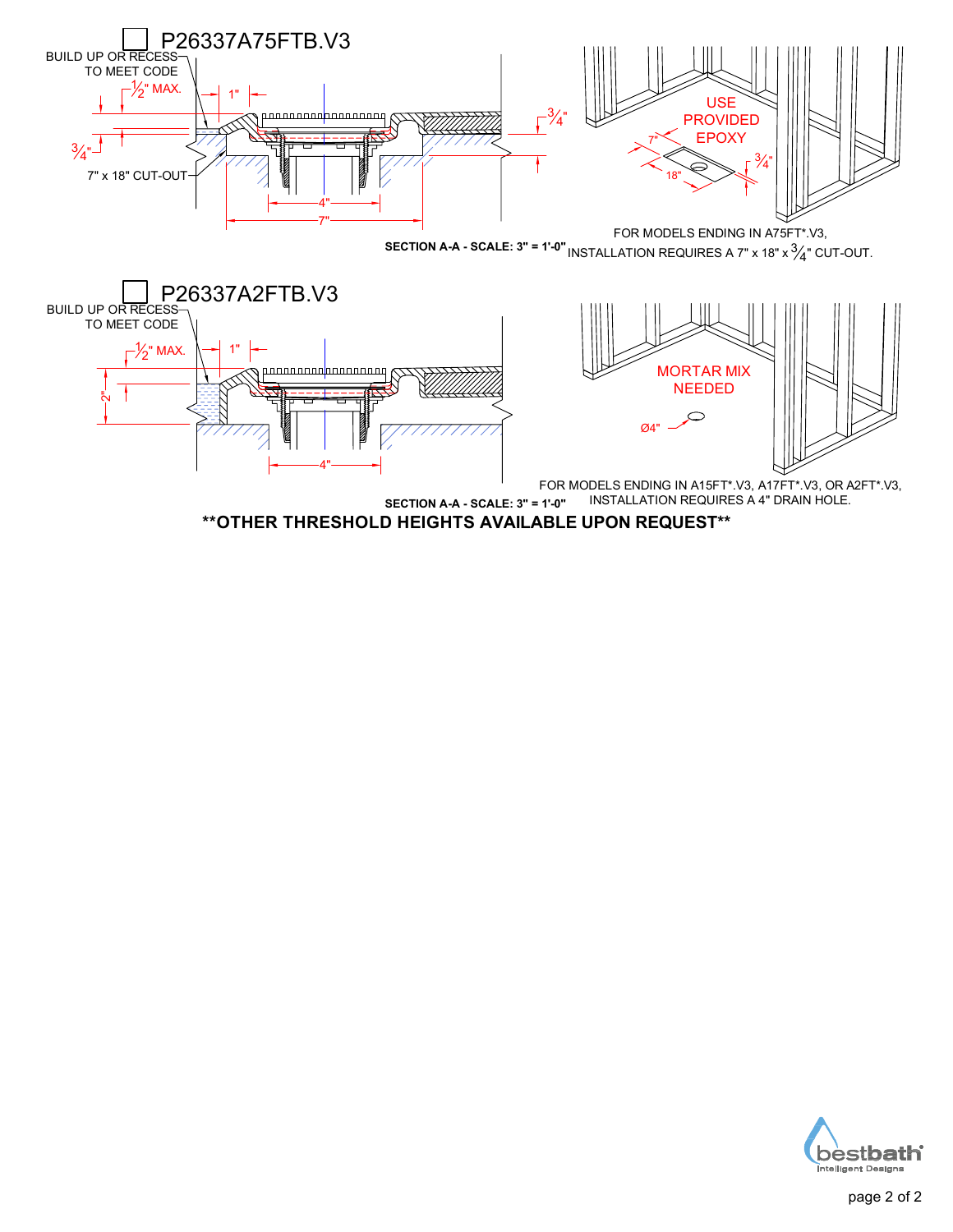☐ P26337A75FTB.V3

BUILD UP OR RECESS TO MEET CODE

½" MAX.

1"

¾"

¾"

7" x 18" CUT-OUT

4"

7"

USE PROVIDED EPOXY

7"

18"

¾"

SECTION A-A - SCALE: 3" = 1'-0"

FOR MODELS ENDING IN A75FT*.V3, INSTALLATION REQUIRES A 7" x 18" x ¾" CUT-OUT.

☐ P26337A2FTB.V3

BUILD UP OR RECESS TO MEET CODE

½" MAX.

1"

2"

4"

MORTAR MIX NEEDED

Ø4"

SECTION A-A - SCALE: 3" = 1'-0"

FOR MODELS ENDING IN A15FT*.V3, A17FT*.V3, OR A2FT*.V3, INSTALLATION REQUIRES A 4" DRAIN HOLE.

**OTHER THRESHOLD HEIGHTS AVAILABLE UPON REQUEST**

bestbath intelligent Designs